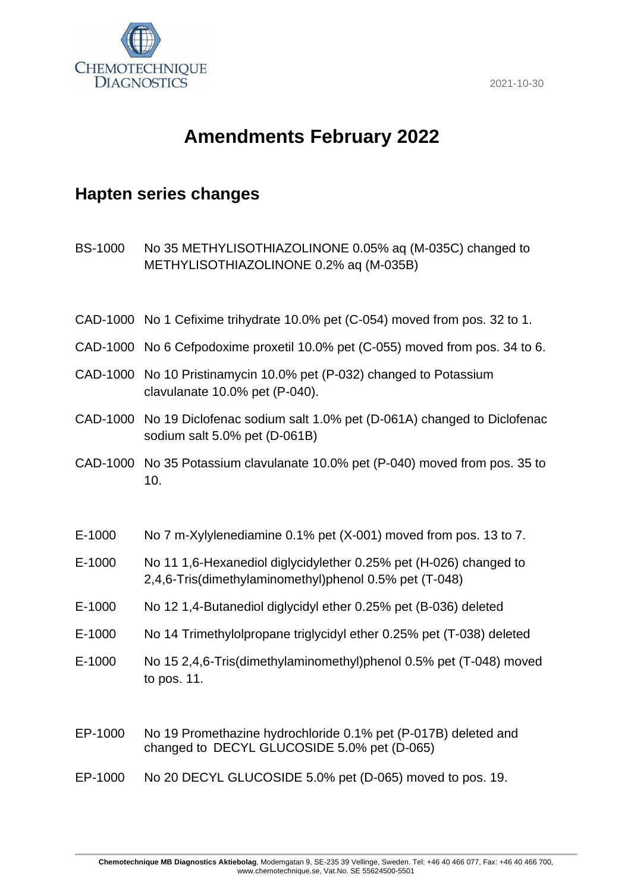CHEMOTECHNIQUE DIAGNOSTICS

2021-10-30

# Amendments February 2022

## Hapten series changes

| | |
|---|---|
| BS-1000 | No 35 METHYLISOTHIAZOLINONE 0.05% aq (M-035C) changed to METHYLISOTHIAZOLINONE 0.2% aq (M-035B) |
| CAD-1000 | No 1 Cefixime trihydrate 10.0% pet (C-054) moved from pos. 32 to 1. |
| CAD-1000 | No 6 Cefpodoxime proxetil 10.0% pet (C-055) moved from pos. 34 to 6. |
| CAD-1000 | No 10 Pristinamycin 10.0% pet (P-032) changed to Potassium clavulanate 10.0% pet (P-040). |
| CAD-1000 | No 19 Diclofenac sodium salt 1.0% pet (D-061A) changed to Diclofenac sodium salt 5.0% pet (D-061B) |
| CAD-1000 | No 35 Potassium clavulanate 10.0% pet (P-040) moved from pos. 35 to 10. |
| E-1000 | No 7 m-Xylylenediamine 0.1% pet (X-001) moved from pos. 13 to 7. |
| E-1000 | No 11 1,6-Hexanediol diglycidylether 0.25% pet (H-026) changed to 2,4,6-Tris(dimethylaminomethyl)phenol 0.5% pet (T-048) |
| E-1000 | No 12 1,4-Butanediol diglycidyl ether 0.25% pet (B-036) deleted |
| E-1000 | No 14 Trimethylolpropane triglycidyl ether 0.25% pet (T-038) deleted |
| E-1000 | No 15 2,4,6-Tris(dimethylaminomethyl)phenol 0.5% pet (T-048) moved to pos. 11. |
| EP-1000 | No 19 Promethazine hydrochloride 0.1% pet (P-017B) deleted and changed to DECYL GLUCOSIDE 5.0% pet (D-065) |
| EP-1000 | No 20 DECYL GLUCOSIDE 5.0% pet (D-065) moved to pos. 19. |

**Chemotechnique MB Diagnostics Aktiebolag**, Modemgatan 9, SE-235 39 Vellinge, Sweden. Tel: +46 40 466 077, Fax: +46 40 466 700, www.chemotechnique.se, Vat.No. SE 55624500-5501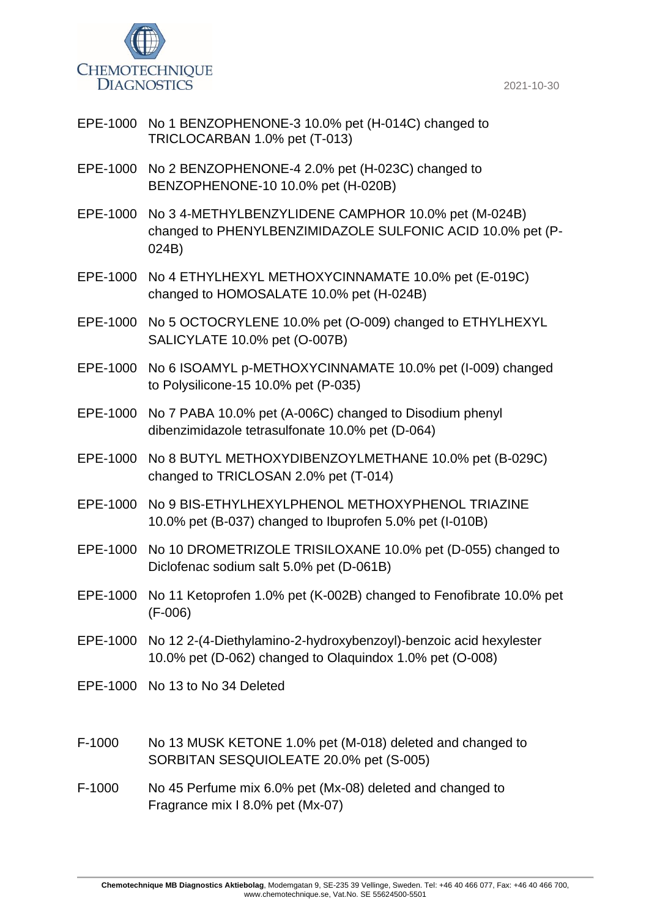2021-10-30

| | |
|---|---|
| EPE-1000 | No 1 BENZOPHENONE-3 10.0% pet (H-014C) changed to TRICLOCARBAN 1.0% pet (T-013) |
| EPE-1000 | No 2 BENZOPHENONE-4 2.0% pet (H-023C) changed to BENZOPHENONE-10 10.0% pet (H-020B) |
| EPE-1000 | No 3 4-METHYLBENZYLIDENE CAMPHOR 10.0% pet (M-024B) changed to PHENYLBENZIMIDAZOLE SULFONIC ACID 10.0% pet (P-024B) |
| EPE-1000 | No 4 ETHYLHEXYL METHOXYCINNAMATE 10.0% pet (E-019C) changed to HOMOSALATE 10.0% pet (H-024B) |
| EPE-1000 | No 5 OCTOCRYLENE 10.0% pet (O-009) changed to ETHYLHEXYL SALICYLATE 10.0% pet (O-007B) |
| EPE-1000 | No 6 ISOAMYL p-METHOXYCINNAMATE 10.0% pet (I-009) changed to Polysilicone-15 10.0% pet (P-035) |
| EPE-1000 | No 7 PABA 10.0% pet (A-006C) changed to Disodium phenyl dibenzimidazole tetrasulfonate 10.0% pet (D-064) |
| EPE-1000 | No 8 BUTYL METHOXYDIBENZOYLMETHANE 10.0% pet (B-029C) changed to TRICLOSAN 2.0% pet (T-014) |
| EPE-1000 | No 9 BIS-ETHYLHEXYLPHENOL METHOXYPHENOL TRIAZINE 10.0% pet (B-037) changed to Ibuprofen 5.0% pet (I-010B) |
| EPE-1000 | No 10 DROMETRIZOLE TRISILOXANE 10.0% pet (D-055) changed to Diclofenac sodium salt 5.0% pet (D-061B) |
| EPE-1000 | No 11 Ketoprofen 1.0% pet (K-002B) changed to Fenofibrate 10.0% pet (F-006) |
| EPE-1000 | No 12 2-(4-Diethylamino-2-hydroxybenzoyl)-benzoic acid hexylester 10.0% pet (D-062) changed to Olaquindox 1.0% pet (O-008) |
| EPE-1000 | No 13 to No 34 Deleted |
| F-1000 | No 13 MUSK KETONE 1.0% pet (M-018) deleted and changed to SORBITAN SESQUIOLEATE 20.0% pet (S-005) |
| F-1000 | No 45 Perfume mix 6.0% pet (Mx-08) deleted and changed to Fragrance mix I 8.0% pet (Mx-07) |

**Chemotechnique MB Diagnostics Aktiebolag**, Modemgatan 9, SE-235 39 Vellinge, Sweden. Tel: +46 40 466 077, Fax: +46 40 466 700, www.chemotechnique.se, Vat.No. SE 55624500-5501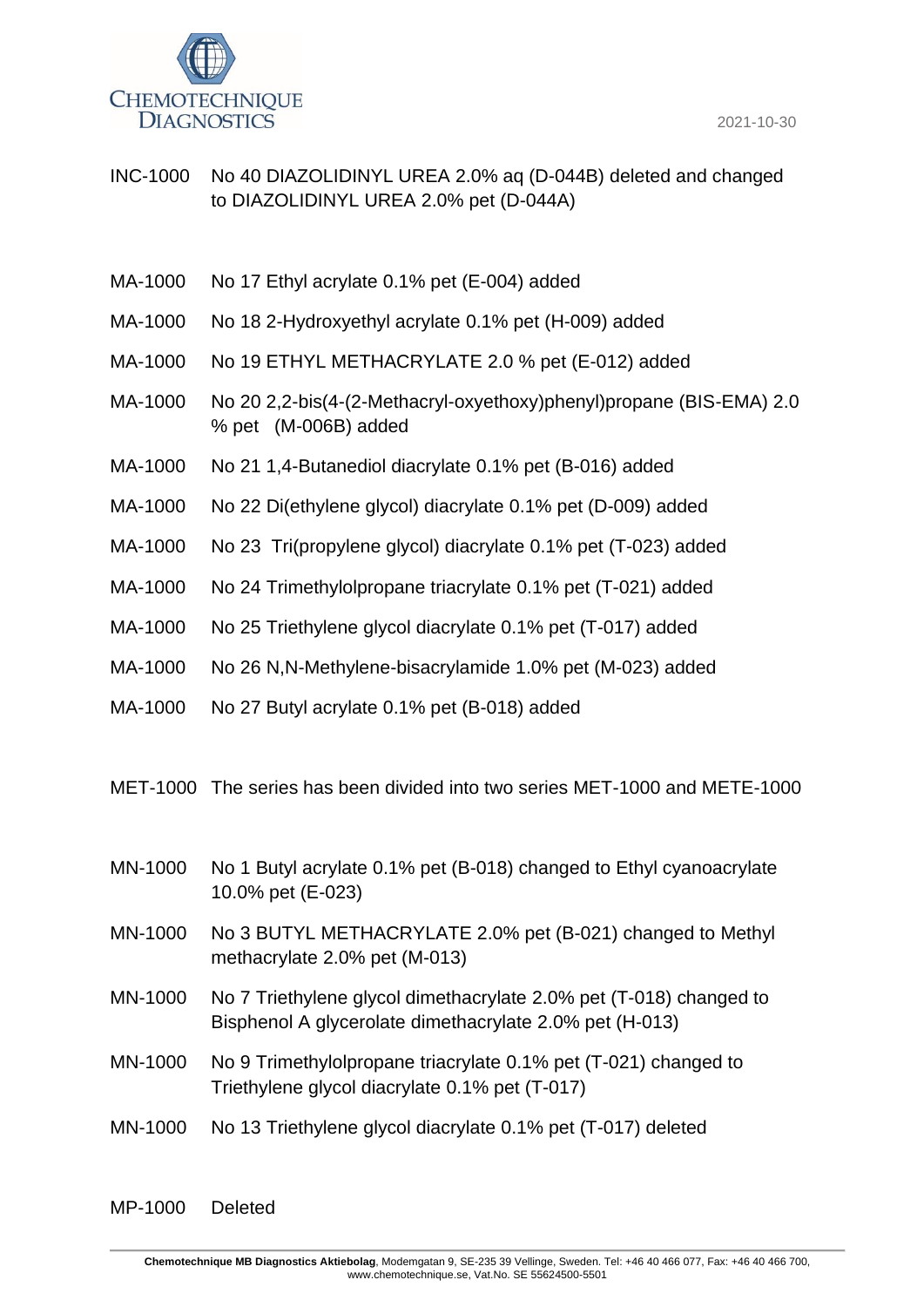INC-1000 No 40 DIAZOLIDINYL UREA 2.0% aq (D-044B) deleted and changed to DIAZOLIDINYL UREA 2.0% pet (D-044A)

MA-1000 No 17 Ethyl acrylate 0.1% pet (E-004) added

MA-1000 No 18 2-Hydroxyethyl acrylate 0.1% pet (H-009) added

MA-1000 No 19 ETHYL METHACRYLATE 2.0 % pet (E-012) added

MA-1000 No 20 2,2-bis(4-(2-Methacryl-oxyethoxy)phenyl)propane (BIS-EMA) 2.0 % pet (M-006B) added

MA-1000 No 21 1,4-Butanediol diacrylate 0.1% pet (B-016) added

MA-1000 No 22 Di(ethylene glycol) diacrylate 0.1% pet (D-009) added

MA-1000 No 23 Tri(propylene glycol) diacrylate 0.1% pet (T-023) added

MA-1000 No 24 Trimethylolpropane triacrylate 0.1% pet (T-021) added

MA-1000 No 25 Triethylene glycol diacrylate 0.1% pet (T-017) added

MA-1000 No 26 N,N-Methylene-bisacrylamide 1.0% pet (M-023) added

MA-1000 No 27 Butyl acrylate 0.1% pet (B-018) added

MET-1000 The series has been divided into two series MET-1000 and METE-1000

MN-1000 No 1 Butyl acrylate 0.1% pet (B-018) changed to Ethyl cyanoacrylate 10.0% pet (E-023)

MN-1000 No 3 BUTYL METHACRYLATE 2.0% pet (B-021) changed to Methyl methacrylate 2.0% pet (M-013)

MN-1000 No 7 Triethylene glycol dimethacrylate 2.0% pet (T-018) changed to Bisphenol A glycerolate dimethacrylate 2.0% pet (H-013)

MN-1000 No 9 Trimethylolpropane triacrylate 0.1% pet (T-021) changed to Triethylene glycol diacrylate 0.1% pet (T-017)

MN-1000 No 13 Triethylene glycol diacrylate 0.1% pet (T-017) deleted

MP-1000 Deleted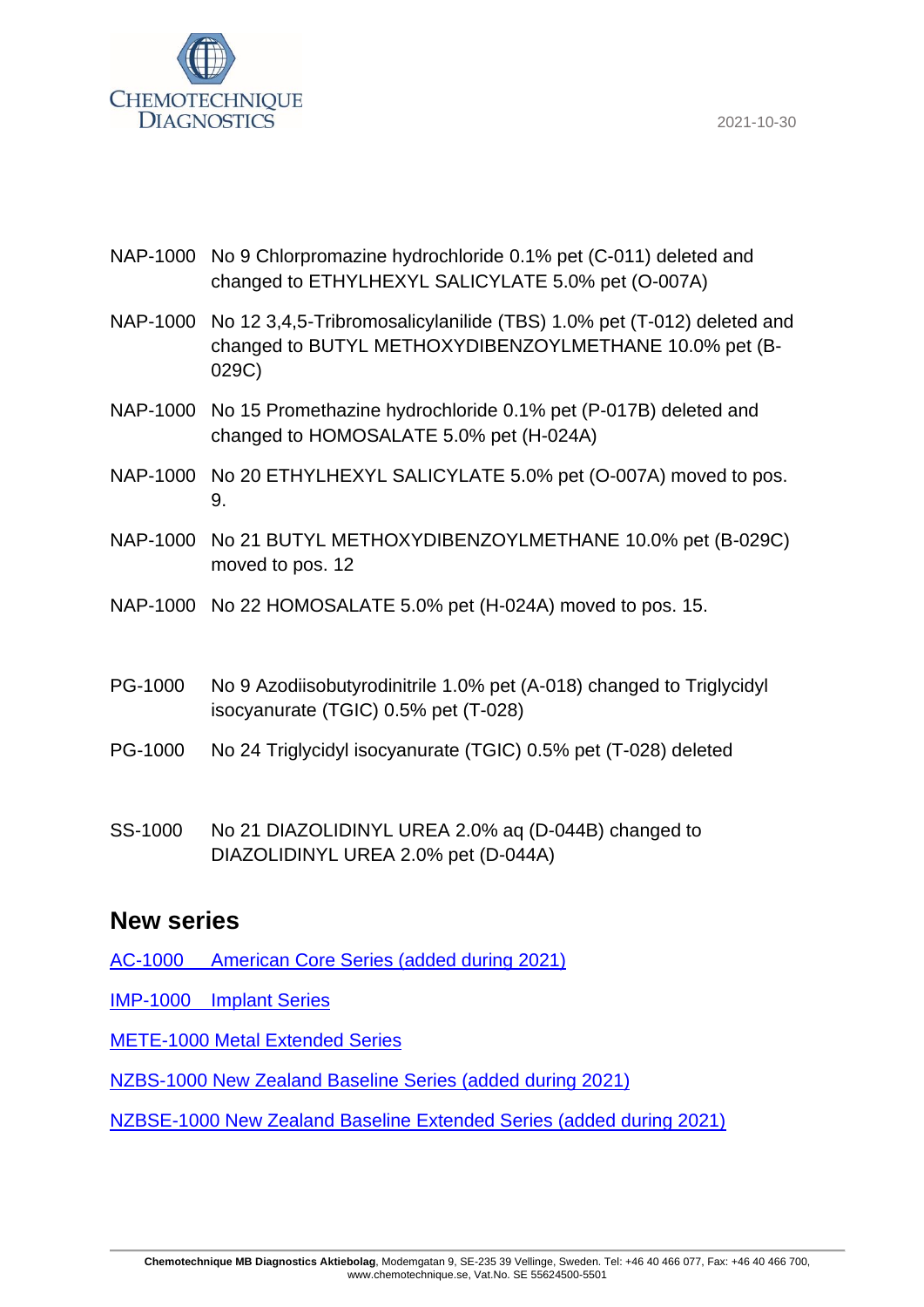NAP-1000 No 9 Chlorpromazine hydrochloride 0.1% pet (C-011) deleted and changed to ETHYLHEXYL SALICYLATE 5.0% pet (O-007A)

NAP-1000 No 12 3,4,5-Tribromosalicylanilide (TBS) 1.0% pet (T-012) deleted and changed to BUTYL METHOXYDIBENZOYLMETHANE 10.0% pet (B-029C)

NAP-1000 No 15 Promethazine hydrochloride 0.1% pet (P-017B) deleted and changed to HOMOSALATE 5.0% pet (H-024A)

NAP-1000 No 20 ETHYLHEXYL SALICYLATE 5.0% pet (O-007A) moved to pos. 9.

NAP-1000 No 21 BUTYL METHOXYDIBENZOYLMETHANE 10.0% pet (B-029C) moved to pos. 12

NAP-1000 No 22 HOMOSALATE 5.0% pet (H-024A) moved to pos. 15.

PG-1000 No 9 Azodiisobutyrodinitrile 1.0% pet (A-018) changed to Triglycidyl isocyanurate (TGIC) 0.5% pet (T-028)

PG-1000 No 24 Triglycidyl isocyanurate (TGIC) 0.5% pet (T-028) deleted

SS-1000 No 21 DIAZOLIDINYL UREA 2.0% aq (D-044B) changed to DIAZOLIDINYL UREA 2.0% pet (D-044A)

## New series

AC-1000 American Core Series (added during 2021)

IMP-1000 Implant Series

METE-1000 Metal Extended Series

NZBS-1000 New Zealand Baseline Series (added during 2021)

NZBSE-1000 New Zealand Baseline Extended Series (added during 2021)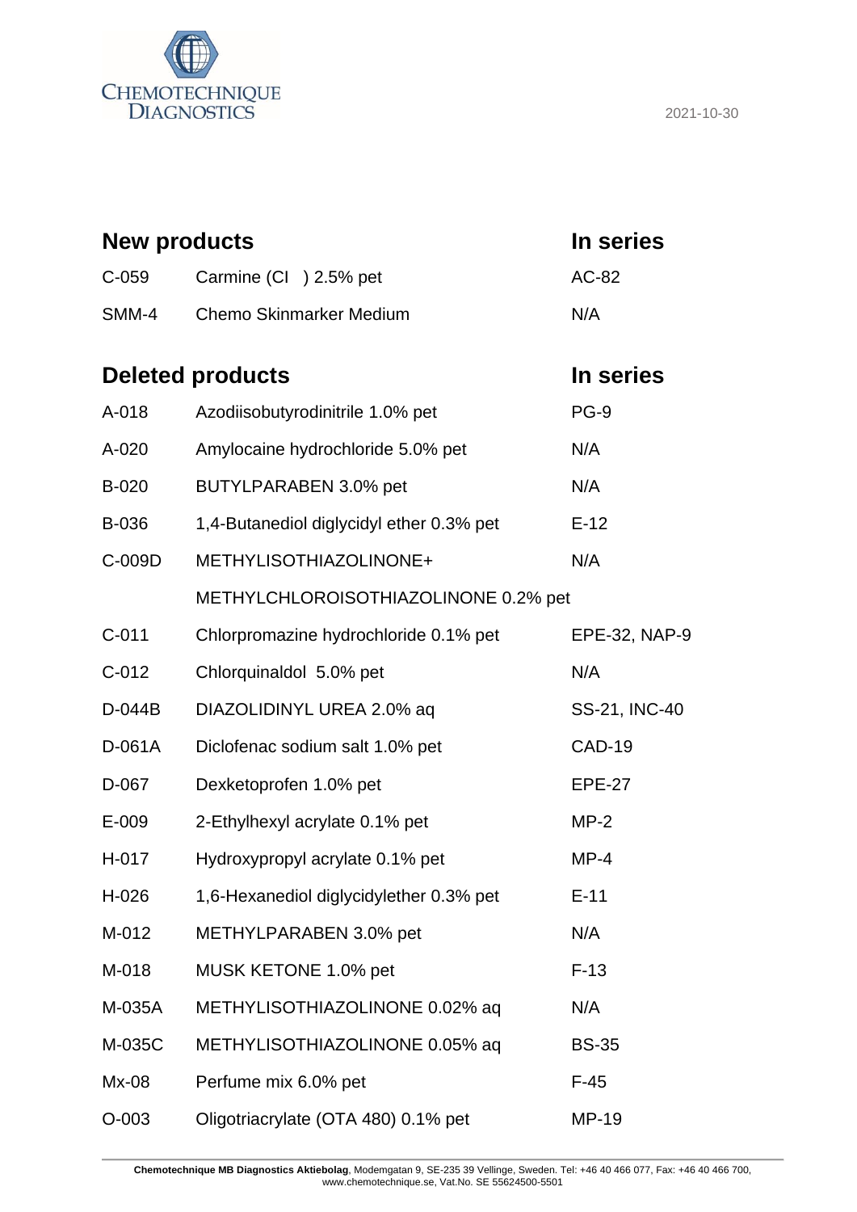CHEMOTECHNIQUE DIAGNOSTICS

2021-10-30

## New products

| New products | | In series |
|---|---|---|
| C-059 | Carmine (CI ) 2.5% pet | AC-82 |
| SMM-4 | Chemo Skinmarker Medium | N/A |

## Deleted products

| Deleted products | | In series |
|---|---|---|
| A-018 | Azodiisobutyrodinitrile 1.0% pet | PG-9 |
| A-020 | Amylocaine hydrochloride 5.0% pet | N/A |
| B-020 | BUTYLPARABEN 3.0% pet | N/A |
| B-036 | 1,4-Butanediol diglycidyl ether 0.3% pet | E-12 |
| C-009D | METHYLISOTHIAZOLINONE+ METHYLCHLOROISOTHIAZOLINONE 0.2% pet | N/A |
| C-011 | Chlorpromazine hydrochloride 0.1% pet | EPE-32, NAP-9 |
| C-012 | Chlorquinaldol 5.0% pet | N/A |
| D-044B | DIAZOLIDINYL UREA 2.0% aq | SS-21, INC-40 |
| D-061A | Diclofenac sodium salt 1.0% pet | CAD-19 |
| D-067 | Dexketoprofen 1.0% pet | EPE-27 |
| E-009 | 2-Ethylhexyl acrylate 0.1% pet | MP-2 |
| H-017 | Hydroxypropyl acrylate 0.1% pet | MP-4 |
| H-026 | 1,6-Hexanediol diglycidylether 0.3% pet | E-11 |
| M-012 | METHYLPARABEN 3.0% pet | N/A |
| M-018 | MUSK KETONE 1.0% pet | F-13 |
| M-035A | METHYLISOTHIAZOLINONE 0.02% aq | N/A |
| M-035C | METHYLISOTHIAZOLINONE 0.05% aq | BS-35 |
| Mx-08 | Perfume mix 6.0% pet | F-45 |
| O-003 | Oligotriacrylate (OTA 480) 0.1% pet | MP-19 |

**Chemotechnique MB Diagnostics Aktiebolag**, Modemgatan 9, SE-235 39 Vellinge, Sweden. Tel: +46 40 466 077, Fax: +46 40 466 700, www.chemotechnique.se, Vat.No. SE 55624500-5501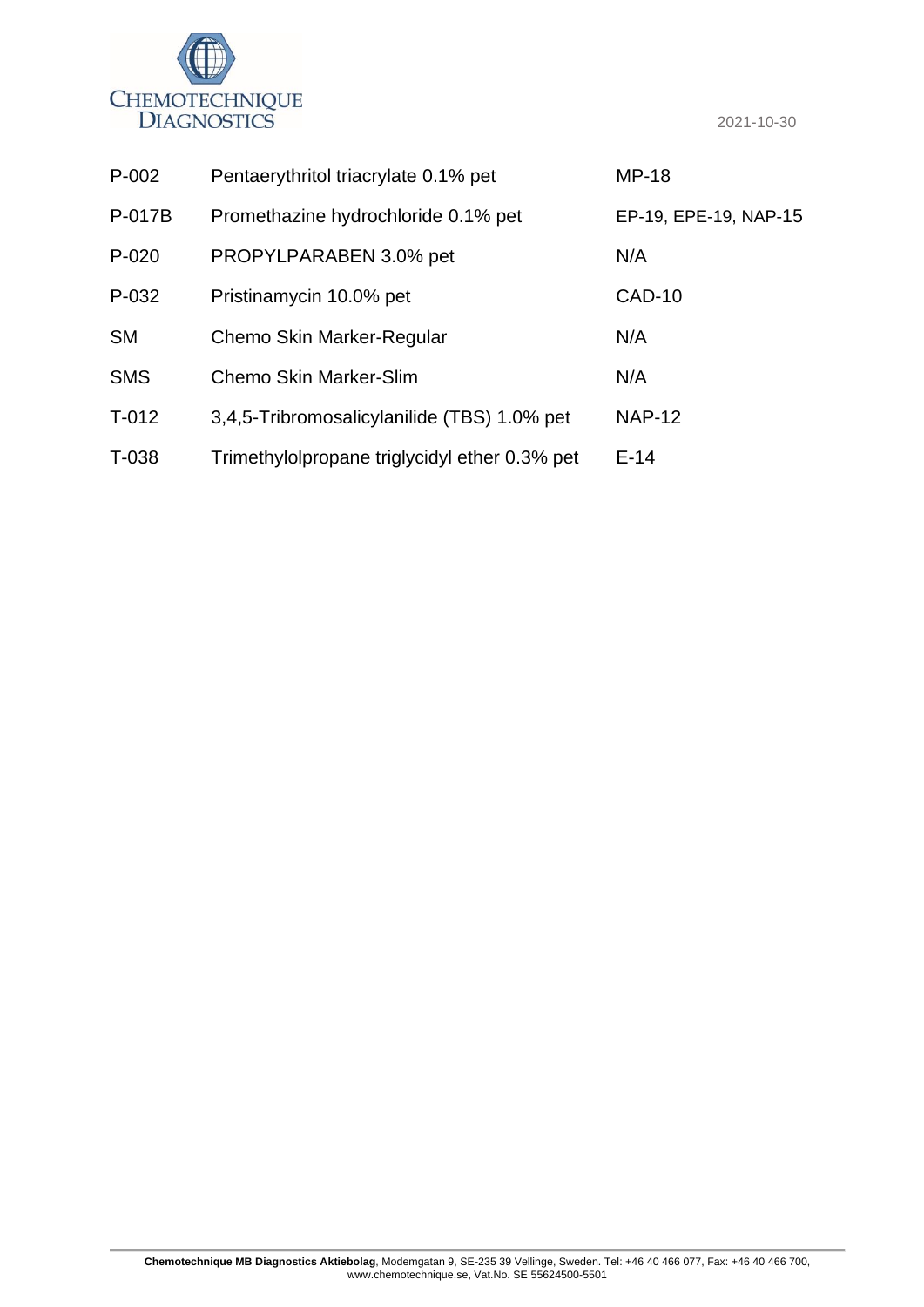| | | |
|---|---|---|
| P-002 | Pentaerythritol triacrylate 0.1% pet | MP-18 |
| P-017B | Promethazine hydrochloride 0.1% pet | EP-19, EPE-19, NAP-15 |
| P-020 | PROPYLPARABEN 3.0% pet | N/A |
| P-032 | Pristinamycin 10.0% pet | CAD-10 |
| SM | Chemo Skin Marker-Regular | N/A |
| SMS | Chemo Skin Marker-Slim | N/A |
| T-012 | 3,4,5-Tribromosalicylanilide (TBS) 1.0% pet | NAP-12 |
| T-038 | Trimethylolpropane triglycidyl ether 0.3% pet | E-14 |